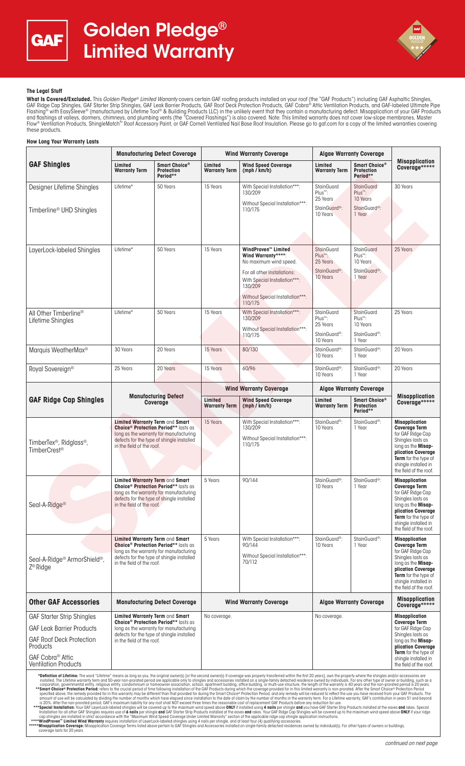# Golden Pledge® Limited Warranty

### The Legal Stuff

**What Is Covered/Excluded.** This *Golden Pledge® Limited Warranty* covers certain GAF roofing products installed on your roof (the "GAF Products") including GAF Asphaltic Shingles, GAF Ridge Cap Shingles, GAF Starter Strip Shingles, GAF Leak Barrier Products, GAF Roof Deck Protection Products, GAF Cobra® Attic Ventilation Products, and GAF-labeled Ultimate Pipe Flashing® with EasySleeve® (manufactured by Lifetime Tool® & Building Products LLC) in the unlikely event that they contain a manufacturing defect. Misapplication of your GAF Products and flashings at valleys, dormers, chimneys, and plumbing vents (the "Covered Flashings") is also covered. Note: This limited warranty does not cover low-slope membranes, Master Flow® Ventilation Products, ShingleMatch™ Roof Accessory Paint, or GAF Cornell Ventilated Nail Base Roof Insulation. Please go to gaf.com for a copy of the limited warranties covering these products.

### How Long Your Warranty Lasts

| GAF Shingles | Manufacturing Defect Coverage | | Wind Warranty Coverage | | Algae Warranty Coverage | | Misapplication Coverage***** |
|---|---|---|---|---|---|---|---|
| | **Limited Warranty Term** | **Smart Choice® Protection Period**** | **Limited Warranty Term** | **Wind Speed Coverage (mph / km/h)** | **Limited Warranty Term** | **Smart Choice® Protection Period**** | |
| Designer Lifetime Shingles<br><br>Timberline® UHD Shingles | Lifetime* | 50 Years | 15 Years | With Special Installation***: 130/209<br><br>Without Special Installation***: 110/175 | StainGuard Plus™: 25 Years<br><br>StainGuard®: 10 Years | StainGuard Plus™: 10 Years<br><br>StainGuard®: 1 Year | 30 Years |
| LayerLock-labeled Shingles | Lifetime* | 50 Years | 15 Years | **WindProven™ Limited Wind Warranty******: No maximum wind speed.<br><br>For all other installations: With Special Installation***: 130/209<br><br>Without Special Installation***: 110/175 | StainGuard Plus™: 25 Years<br><br>StainGuard®: 10 Years | StainGuard Plus™: 10 Years<br><br>StainGuard®: 1 Year | 25 Years |
| All Other Timberline® Lifetime Shingles | Lifetime* | 50 Years | 15 Years | With Special Installation***: 130/209<br><br>Without Special Installation***: 110/175 | StainGuard Plus™: 25 Years<br><br>StainGuard®: 10 Years | StainGuard Plus™: 10 Years<br><br>StainGuard®: 1 Year | 25 Years |
| Marquis WeatherMax® | 30 Years | 20 Years | 15 Years | 80/130 | StainGuard®: 10 Years | StainGuard®: 1 Year | 20 Years |
| Royal Sovereign® | 25 Years | 20 Years | 15 Years | 60/96 | StainGuard®: 10 Years | StainGuard®: 1 Year | 20 Years |

| GAF Ridge Cap Shingles | Manufacturing Defect Coverage | Wind Warranty Coverage | | Algae Warranty Coverage | | Misapplication Coverage***** |
|---|---|---|---|---|---|---|
| | | **Limited Warranty Term** | **Wind Speed Coverage (mph / km/h)** | **Limited Warranty Term** | **Smart Choice® Protection Period**** | |
| TimberTex®, Ridglass®, TimberCrest® | **Limited Warranty Term** and **Smart Choice® Protection Period**** lasts as long as the warranty for manufacturing defects for the type of shingle installed in the field of the roof. | 15 Years | With Special Installation***: 130/209<br><br>Without Special Installation***: 110/175 | StainGuard®: 10 Years | StainGuard®: 1 Year | **Misapplication Coverage Term** for GAF Ridge Cap Shingles lasts as long as the **Misapplication Coverage Term** for the type of shingle installed in the field of the roof. |
| Seal-A-Ridge® | **Limited Warranty Term** and **Smart Choice® Protection Period**** lasts as long as the warranty for manufacturing defects for the type of shingle installed in the field of the roof. | 5 Years | 90/144 | StainGuard®: 10 Years | StainGuard®: 1 Year | **Misapplication Coverage Term** for GAF Ridge Cap Shingles lasts as long as the **Misapplication Coverage Term** for the type of shingle installed in the field of the roof. |
| Seal-A-Ridge® ArmorShield®, Z® Ridge | **Limited Warranty Term** and **Smart Choice® Protection Period**** lasts as long as the warranty for manufacturing defects for the type of shingle installed in the field of the roof. | 5 Years | With Special Installation***: 90/144<br><br>Without Special Installation***: 70/112 | StainGuard®: 10 Years | StainGuard®: 1 Year | **Misapplication Coverage Term** for GAF Ridge Cap Shingles lasts as long as the **Misapplication Coverage Term** for the type of shingle installed in the field of the roof. |

| Other GAF Accessories | Manufacturing Defect Coverage | Wind Warranty Coverage | Algae Warranty Coverage | Misapplication Coverage***** |
|---|---|---|---|---|
| GAF Starter Strip Shingles<br><br>GAF Leak Barrier Products<br><br>GAF Roof Deck Protection Products<br><br>GAF Cobra® Attic Ventilation Products | **Limited Warranty Term** and **Smart Choice® Protection Period**** lasts as long as the warranty for manufacturing defects for the type of shingle installed in the field of the roof. | No coverage. | No coverage. | **Misapplication Coverage Term** for GAF Ridge Cap Shingles lasts as long as the **Misapplication Coverage Term** for the type of shingle installed in the field of the roof. |

***Definition of Lifetime:** The word "Lifetime" means as long as you, the original owner(s) [or the second owner(s) if coverage was properly transferred within the first 20 years], own the property where the shingles and/or accessories are installed. The Lifetime warranty term and 50-year non-prorated period are applicable only to shingles and accessories installed on a single-family detached residence owned by individuals. For any other type of owner or building, such as a corporation, governmental entity, religious entity, condominium or homeowner association, school, apartment building, office building, or multi-use structure, the length of the warranty is 40 years and the non-prorated period is 20 years.

****Smart Choice® Protection Period:** refers to the crucial period of time following installation of the GAF Products during which the coverage provided for in this limited warranty is non-prorated. After the Smart Choice® Protection Period specified above, the remedy provided for in this warranty may be different than that provided for during the Smart Choice® Protection Period, and any remedy will be reduced to reflect the use you have received from your GAF Products. The amount of use will be calculated by dividing the number of months which have elapsed since installation to the date of claim by the number of months in the warranty term. For a Lifetime warranty, GAF's contribution in years 51 and beyond is 20%. After the non-prorated period, GAF's maximum liability for any roof shall NOT exceed three times the reasonable cost of replacement GAF Products before any reduction for use.

*****Special Installation:** Your GAF LayerLock-labeled shingles will be covered up to the maximum wind speed above **ONLY** if installed using **4 nails** per shingle **and** you have GAF Starter Strip Products installed at the eaves **and** rakes. Special Installation for all other GAF Shingles requires use of **6 nails** per shingle **and** GAF Starter Strip Products installed at the eaves **and** rakes. Your GAF Ridge Cap Shingles will be covered up to the maximum wind speed above **ONLY** if your ridge cap shingles are installed in strict accordance with the "Maximum Wind Speed Coverage Under Limited Warranty" section of the applicable ridge cap shingle application instructions.

******WindProven™ Limited Wind Warranty** requires installation of LayerLock-labeled shingles using 4 nails per shingle, and at least four (4) qualifying accessories.

*******Misapplication Coverage:** Misapplication Coverage Terms listed above pertain to GAF Shingles and Accessories installed on single-family detached residences owned by individual(s). For other types of owners or buildings, coverage lasts for 20 years.

*continued on next page*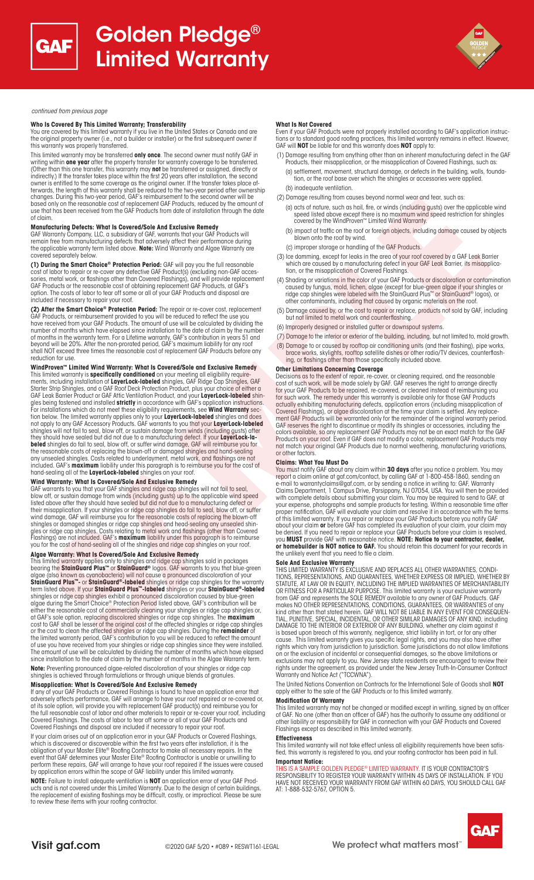# Golden Pledge® Limited Warranty

*continued from previous page*

**Who Is Covered By This Limited Warranty; Transferability**

You are covered by this limited warranty if you live in the United States or Canada and are the original property owner (i.e., not a builder or installer) or the first subsequent owner if this warranty was properly transferred.

This limited warranty may be transferred **only once**. The second owner must notify GAF in writing within **one year** after the property transfer for warranty coverage to be transferred. (Other than this one transfer, this warranty may **not** be transferred or assigned, directly or indirectly.) If the transfer takes place within the first 20 years after installation, the second owner is entitled to the same coverage as the original owner. If the transfer takes place afterwards, the length of this warranty shall be reduced to the two-year period after ownership changes. During this two-year period, GAF's reimbursement to the second owner will be based only on the reasonable cost of replacement GAF Products, reduced by the amount of use that has been received from the GAF Products from date of installation through the date of claim.

**Manufacturing Defects: What Is Covered/Sole And Exclusive Remedy**

GAF Warranty Company, LLC, a subsidiary of GAF, warrants that your GAF Products will remain free from manufacturing defects that adversely affect their performance during the applicable warranty term listed above. **Note:** Wind Warranty and Algae Warranty are covered separately below.

**(1) During the Smart Choice® Protection Period:** GAF will pay you the full reasonable cost of labor to repair or re-cover any defective GAF Product(s) (excluding non-GAF accessories, metal work, or flashings other than Covered Flashings), and will provide replacement GAF Products or the reasonable cost of obtaining replacement GAF Products, at GAF's option. The costs of labor to tear off some or all of your GAF Products and disposal are included if necessary to repair your roof.

**(2) After the Smart Choice® Protection Period:** The repair or re-cover cost, replacement GAF Products, or reimbursement provided to you will be reduced to reflect the use you have received from your GAF Products. The amount of use will be calculated by dividing the number of months which have elapsed since installation to the date of claim by the number of months in the warranty term. For a Lifetime warranty, GAF's contribution in years 51 and beyond will be 20%. After the non-prorated period, GAF's maximum liability for any roof shall NOT exceed three times the reasonable cost of replacement GAF Products before any reduction for use.

**WindProven™ Limited Wind Warranty: What Is Covered/Sole and Exclusive Remedy**

This limited warranty is **specifically conditioned** on your meeting all eligibility requirements, including installation of **LayerLock-labeled** shingles, GAF Ridge Cap Shingles, GAF Starter Strip Shingles, and a GAF Roof Deck Protection Product, plus your choice of either a GAF Leak Barrier Product or GAF Attic Ventilation Product, and your **LayerLock-labeled** shingles being fastened and installed **strictly** in accordance with GAF's application instructions. For installations which do not meet these eligibility requirements, see **Wind Warranty** section below. The limited warranty applies only to your **LayerLock-labeled** shingles and does not apply to any GAF Accessory Products. GAF warrants to you that your **LayerLock-labeled** shingles will not fail to seal, blow off, or sustain damage from winds (including gusts) after they should have sealed but did not due to a manufacturing defect. If your **LayerLock-labeled** shingles do fail to seal, blow off, or suffer wind damage, GAF will reimburse you for the reasonable costs of replacing the blown-off or damaged shingles and hand-sealing any unsealed shingles. Costs related to underlayment, metal work, and flashings are not included. GAF's **maximum** liability under this paragraph is to reimburse you for the cost of hand-sealing all of the **LayerLock-labeled** shingles on your roof.

**Wind Warranty: What Is Covered/Sole And Exclusive Remedy**

GAF warrants to you that your GAF shingles and ridge cap shingles will not fail to seal, blow off, or sustain damage from winds (including gusts) up to the applicable wind speed listed above after they should have sealed but did not due to a manufacturing defect or their misapplication. If your shingles or ridge cap shingles do fail to seal, blow off, or suffer wind damage, GAF will reimburse you for the reasonable costs of replacing the blown-off shingles or damaged shingles or ridge cap shingles and head-sealing any unsealed shingles or ridge cap shingles. Costs relating to metal work and flashings (other than Covered Flashings) are not included. GAF's **maximum** liability under this paragraph is to reimburse you for the cost of hand-sealing all of the shingles and ridge cap shingles on your roof.

**Algae Warranty: What Is Covered/Sole And Exclusive Remedy**

This limited warranty applies only to shingles and ridge cap shingles sold in packages bearing the **StainGuard Plus™** or **StainGuard®** logos. GAF warrants to you that blue-green algae (also known as cyanobacteria) will not cause a pronounced discoloration of your **StainGuard Plus™**- or **StainGuard®-labeled** shingles or ridge cap shingles for the warranty term listed above. If your **StainGuard Plus™-labeled** shingles or your **StainGuard®-labeled** shingles or ridge cap shingles exhibit a pronounced discoloration caused by blue-green algae during the Smart Choice® Protection Period listed above, GAF's contribution will be either the reasonable cost of commercially cleaning your shingles or ridge cap shingles or, at GAF's sole option, replacing discolored shingles or ridge cap shingles. The **maximum** cost to GAF shall be lesser of the original cost of the affected shingles or ridge cap shingles or the cost to clean the affected shingles or ridge cap shingles. During the **remainder** of the limited warranty period, GAF's contribution to you will be reduced to reflect the amount of use you have received from your shingles or ridge cap shingles since they were installed. The amount of use will be calculated by dividing the number of months which have elapsed since installation to the date of claim by the number of months in the Algae Warranty term.

**Note:** Preventing pronounced algae-related discoloration of your shingles or ridge cap shingles is achieved through formulations or through unique blends of granules.

**Misapplication: What Is Covered/Sole And Exclusive Remedy**

If any of your GAF Products or Covered Flashings is found to have an application error that adversely affects performance, GAF will arrange to have your roof repaired or re-covered or, at its sole option, will provide you with replacement GAF product(s) and reimburse you for the full reasonable cost of labor and other materials to repair or re-cover your roof, including Covered Flashings. The costs of labor to tear off some or all of your GAF Products and Covered Flashings and disposal are included if necessary to repair your roof.

If your claim arises out of an application error in your GAF Products or Covered Flashings, which is discovered or discoverable within the first two years after installation, it is the obligation of your Master Elite® Roofing Contractor to make all necessary repairs. In the event that GAF determines your Master Elite® Roofing Contractor is unable or unwilling to perform these repairs, GAF will arrange to have your roof repaired if the issues were caused by application errors within the scope of GAF liability under this limited warranty.

**NOTE:** Failure to install adequate ventilation is **NOT** an application error of your GAF Products and is not covered under this Limited Warranty. Due to the design of certain buildings, the replacement of existing flashings may be difficult, costly, or impractical. Please be sure to review these items with your roofing contractor.

**What Is Not Covered**

Even if your GAF Products were not properly installed according to GAF's application instructions or to standard good roofing practices, this limited warranty remains in effect. However, GAF will **NOT** be liable for and this warranty does **NOT** apply to:

(1) Damage resulting from anything other than an inherent manufacturing defect in the GAF Products, their misapplication, or the misapplication of Covered Flashings, such as:
   (a) settlement, movement, structural damage, or defects in the building, walls, foundation, or the roof base over which the shingles or accessories were applied.
   (b) inadequate ventilation.

(2) Damage resulting from causes beyond normal wear and tear, such as:
   (a) acts of nature, such as hail, fire, or winds (including gusts) over the applicable wind speed listed above except there is no maximum wind speed restriction for shingles covered by the WindProven™ Limited Wind Warranty.
   (b) impact of traffic on the roof or foreign objects, including damage caused by objects blown onto the roof by wind.
   (c) improper storage or handling of the GAF Products.

(3) Ice damming, except for leaks in the area of your roof covered by a GAF Leak Barrier which are caused by a manufacturing defect in your GAF Leak Barrier, its misapplication, or the misapplication of Covered Flashings.

(4) Shading or variations in the color of your GAF Products or discoloration or contamination caused by fungus, mold, lichen, algae (except for blue-green algae if your shingles or ridge cap shingles were labeled with the StainGuard Plus™ or StainGuard® logos), or other contaminants, including that caused by organic materials on the roof.

(5) Damage caused by, or the cost to repair or replace, products not sold by GAF, including but not limited to metal work and counterflashing.

(6) Improperly designed or installed gutter or downspout systems.

(7) Damage to the interior or exterior of the building, including, but not limited to, mold growth.

(8) Damage to or caused by rooftop air conditioning units (and their flashing), pipe works, brace works, skylights, rooftop satellite dishes or other radio/TV devices, counterflashing, or flashings other than those specifically included above.

**Other Limitations Concerning Coverage**

Decisions as to the extent of repair, re-cover, or cleaning required, and the reasonable cost of such work, will be made solely by GAF. GAF reserves the right to arrange directly for your GAF Products to be repaired, re-covered, or cleaned instead of reimbursing you for such work. The remedy under this warranty is available only for those GAF Products actually exhibiting manufacturing defects, application errors (including misapplication of Covered Flashings), or algae discoloration at the time your claim is settled. Any replacement GAF Products will be warranted only for the remainder of the original warranty period. GAF reserves the right to discontinue or modify its shingles or accessories, including the colors available, so any replacement GAF Products may not be an exact match for the GAF Products on your roof. Even if GAF does not modify a color, replacement GAF Products may not match your original GAF Products due to normal weathering, manufacturing variations, or other factors.

**Claims: What You Must Do**

You must notify GAF about any claim within **30 days** after you notice a problem. You may report a claim online at gaf.com/contact, by calling GAF at 1-800-458-1860, sending an e-mail to warrantyclaims@gaf.com, or by sending a notice in writing to: GAF, Warranty Claims Department, 1 Campus Drive, Parsippany, NJ 07054, USA. You will then be provided with complete details about submitting your claim. You may be required to send to GAF, at your expense, photographs and sample products for testing. Within a reasonable time after proper notification, GAF will evaluate your claim and resolve it in accordance with the terms of this limited warranty. If you repair or replace your GAF Products before you notify GAF about your claim **or** before GAF has completed its evaluation of your claim, your claim may be denied. If you need to repair or replace your GAF Products before your claim is resolved, you **MUST** provide GAF with reasonable notice. **NOTE: Notice to your contractor, dealer, or homebuilder is NOT notice to GAF.** You should retain this document for your records in the unlikely event that you need to file a claim.

**Sole And Exclusive Warranty**

THIS LIMITED WARRANTY IS EXCLUSIVE AND REPLACES ALL OTHER WARRANTIES, CONDITIONS, REPRESENTATIONS, AND GUARANTEES, WHETHER EXPRESS OR IMPLIED, WHETHER BY STATUTE, AT LAW OR IN EQUITY, INCLUDING THE IMPLIED WARRANTIES OF MERCHANTABILITY OR FITNESS FOR A PARTICULAR PURPOSE. This limited warranty is your exclusive warranty from GAF and represents the SOLE REMEDY available to any owner of GAF Products. GAF makes NO OTHER REPRESENTATIONS, CONDITIONS, GUARANTEES, OR WARRANTIES of any kind other than that stated herein. GAF WILL NOT BE LIABLE IN ANY EVENT FOR CONSEQUENTIAL, PUNITIVE, SPECIAL, INCIDENTAL, OR OTHER SIMILAR DAMAGES OF ANY KIND, including DAMAGE TO THE INTERIOR OR EXTERIOR OF ANY BUILDING, whether any claim against it is based upon breach of this warranty, negligence, strict liability in tort, or for any other cause. This limited warranty gives you specific legal rights, and you may also have other rights which vary from jurisdiction to jurisdiction. Some jurisdictions do not allow limitations on or the exclusion of incidental or consequential damages, so the above limitations or exclusions may not apply to you. New Jersey state residents are encouraged to review their rights under the agreement, as provided under the New Jersey Truth-In-Consumer Contract Warranty and Notice Act ("TCCWNA").

The United Nations Convention on Contracts for the International Sale of Goods shall **NOT** apply either to the sale of the GAF Products or to this limited warranty.

**Modification Of Warranty**

This limited warranty may not be changed or modified except in writing, signed by an officer of GAF. No one (other than an officer of GAF) has the authority to assume any additional or other liability or responsibility for GAF in connection with your GAF Products and Covered Flashings except as described in this limited warranty.

**Effectiveness**

This limited warranty will not take effect unless all eligibility requirements have been satisfied, this warranty is registered to you, and your roofing contractor has been paid in full.

**Important Notice:**

THIS IS A SAMPLE GOLDEN PLEDGE® LIMITED WARRANTY. IT IS YOUR CONTRACTOR'S RESPONSIBILITY TO REGISTER YOUR WARRANTY WITHIN 45 DAYS OF INSTALLATION. IF YOU HAVE NOT RECEIVED YOUR WARRANTY FROM GAF WITHIN 60 DAYS, YOU SHOULD CALL GAF AT: 1-888-532-5767, OPTION 5.

Visit gaf.com ©2020 GAF 5/20 • #089 • RESWT161-LEGAL We protect what matters most™